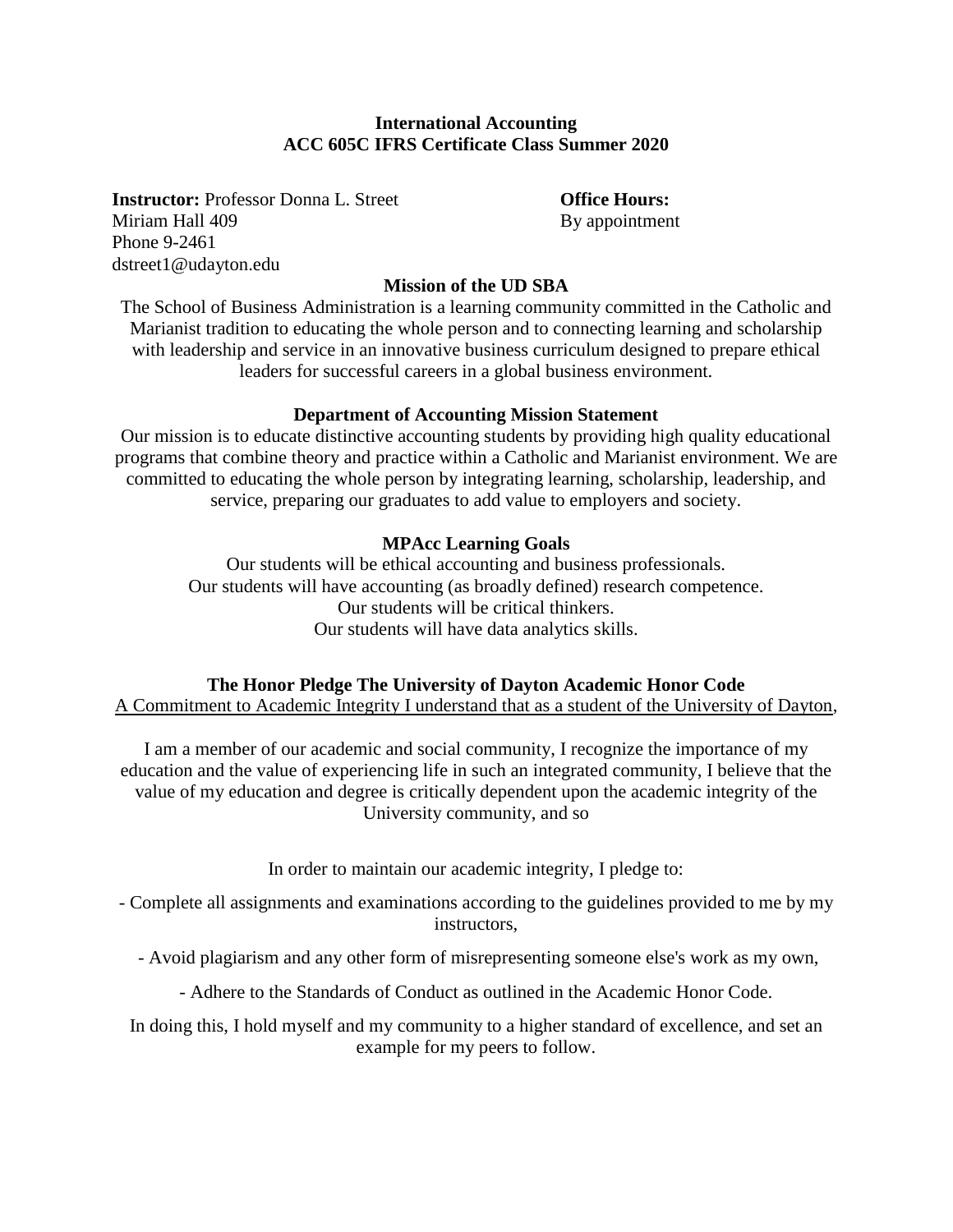**International Accounting**
**ACC 605C IFRS Certificate Class Summer 2020**

**Instructor:** Professor Donna L. Street
Miriam Hall 409
Phone 9-2461
dstreet1@udayton.edu

**Office Hours:**
By appointment

### Mission of the UD SBA

The School of Business Administration is a learning community committed in the Catholic and Marianist tradition to educating the whole person and to connecting learning and scholarship with leadership and service in an innovative business curriculum designed to prepare ethical leaders for successful careers in a global business environment.

### Department of Accounting Mission Statement

Our mission is to educate distinctive accounting students by providing high quality educational programs that combine theory and practice within a Catholic and Marianist environment. We are committed to educating the whole person by integrating learning, scholarship, leadership, and service, preparing our graduates to add value to employers and society.

### MPAcc Learning Goals

Our students will be ethical accounting and business professionals.
Our students will have accounting (as broadly defined) research competence.
Our students will be critical thinkers.
Our students will have data analytics skills.

### The Honor Pledge The University of Dayton Academic Honor Code

A Commitment to Academic Integrity I understand that as a student of the University of Dayton,

I am a member of our academic and social community, I recognize the importance of my education and the value of experiencing life in such an integrated community, I believe that the value of my education and degree is critically dependent upon the academic integrity of the University community, and so

In order to maintain our academic integrity, I pledge to:

- Complete all assignments and examinations according to the guidelines provided to me by my instructors,
- Avoid plagiarism and any other form of misrepresenting someone else's work as my own,
- Adhere to the Standards of Conduct as outlined in the Academic Honor Code.

In doing this, I hold myself and my community to a higher standard of excellence, and set an example for my peers to follow.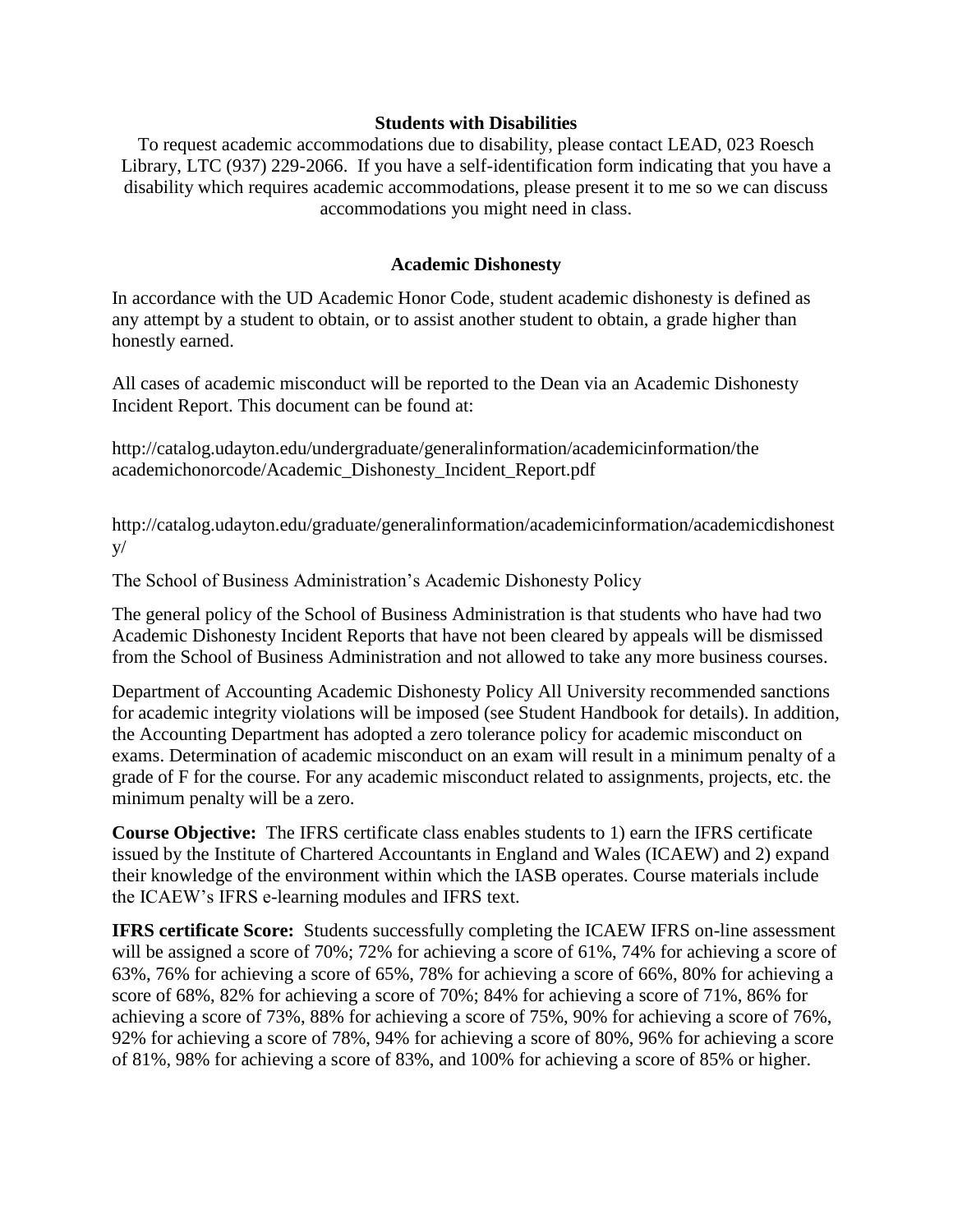**Students with Disabilities**

To request academic accommodations due to disability, please contact LEAD, 023 Roesch Library, LTC (937) 229-2066. If you have a self-identification form indicating that you have a disability which requires academic accommodations, please present it to me so we can discuss accommodations you might need in class.

**Academic Dishonesty**

In accordance with the UD Academic Honor Code, student academic dishonesty is defined as any attempt by a student to obtain, or to assist another student to obtain, a grade higher than honestly earned.

All cases of academic misconduct will be reported to the Dean via an Academic Dishonesty Incident Report. This document can be found at:

http://catalog.udayton.edu/undergraduate/generalinformation/academicinformation/theacademichonorcode/Academic_Dishonesty_Incident_Report.pdf

http://catalog.udayton.edu/graduate/generalinformation/academicinformation/academicdishonesty/

The School of Business Administration's Academic Dishonesty Policy

The general policy of the School of Business Administration is that students who have had two Academic Dishonesty Incident Reports that have not been cleared by appeals will be dismissed from the School of Business Administration and not allowed to take any more business courses.

Department of Accounting Academic Dishonesty Policy All University recommended sanctions for academic integrity violations will be imposed (see Student Handbook for details). In addition, the Accounting Department has adopted a zero tolerance policy for academic misconduct on exams. Determination of academic misconduct on an exam will result in a minimum penalty of a grade of F for the course. For any academic misconduct related to assignments, projects, etc. the minimum penalty will be a zero.

**Course Objective:** The IFRS certificate class enables students to 1) earn the IFRS certificate issued by the Institute of Chartered Accountants in England and Wales (ICAEW) and 2) expand their knowledge of the environment within which the IASB operates. Course materials include the ICAEW's IFRS e-learning modules and IFRS text.

**IFRS certificate Score:** Students successfully completing the ICAEW IFRS on-line assessment will be assigned a score of 70%; 72% for achieving a score of 61%, 74% for achieving a score of 63%, 76% for achieving a score of 65%, 78% for achieving a score of 66%, 80% for achieving a score of 68%, 82% for achieving a score of 70%; 84% for achieving a score of 71%, 86% for achieving a score of 73%, 88% for achieving a score of 75%, 90% for achieving a score of 76%, 92% for achieving a score of 78%, 94% for achieving a score of 80%, 96% for achieving a score of 81%, 98% for achieving a score of 83%, and 100% for achieving a score of 85% or higher.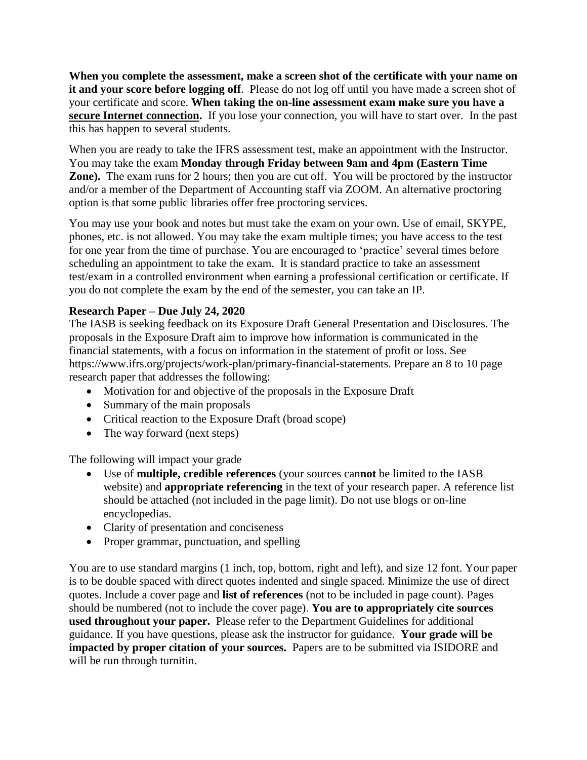**When you complete the assessment, make a screen shot of the certificate with your name on it and your score before logging off**. Please do not log off until you have made a screen shot of your certificate and score. **When taking the on-line assessment exam make sure you have a <u>secure Internet connection</u>.** If you lose your connection, you will have to start over. In the past this has happen to several students.

When you are ready to take the IFRS assessment test, make an appointment with the Instructor. You may take the exam **Monday through Friday between 9am and 4pm (Eastern Time Zone).** The exam runs for 2 hours; then you are cut off. You will be proctored by the instructor and/or a member of the Department of Accounting staff via ZOOM. An alternative proctoring option is that some public libraries offer free proctoring services.

You may use your book and notes but must take the exam on your own. Use of email, SKYPE, phones, etc. is not allowed. You may take the exam multiple times; you have access to the test for one year from the time of purchase. You are encouraged to 'practice' several times before scheduling an appointment to take the exam. It is standard practice to take an assessment test/exam in a controlled environment when earning a professional certification or certificate. If you do not complete the exam by the end of the semester, you can take an IP.

**Research Paper – Due July 24, 2020**

The IASB is seeking feedback on its Exposure Draft General Presentation and Disclosures. The proposals in the Exposure Draft aim to improve how information is communicated in the financial statements, with a focus on information in the statement of profit or loss. See https://www.ifrs.org/projects/work-plan/primary-financial-statements. Prepare an 8 to 10 page research paper that addresses the following:

- Motivation for and objective of the proposals in the Exposure Draft
- Summary of the main proposals
- Critical reaction to the Exposure Draft (broad scope)
- The way forward (next steps)

The following will impact your grade

- Use of **multiple, credible references** (your sources can**not** be limited to the IASB website) and **appropriate referencing** in the text of your research paper. A reference list should be attached (not included in the page limit). Do not use blogs or on-line encyclopedias.
- Clarity of presentation and conciseness
- Proper grammar, punctuation, and spelling

You are to use standard margins (1 inch, top, bottom, right and left), and size 12 font. Your paper is to be double spaced with direct quotes indented and single spaced. Minimize the use of direct quotes. Include a cover page and **list of references** (not to be included in page count). Pages should be numbered (not to include the cover page). **You are to appropriately cite sources used throughout your paper.** Please refer to the Department Guidelines for additional guidance. If you have questions, please ask the instructor for guidance. **Your grade will be impacted by proper citation of your sources.** Papers are to be submitted via ISIDORE and will be run through turnitin.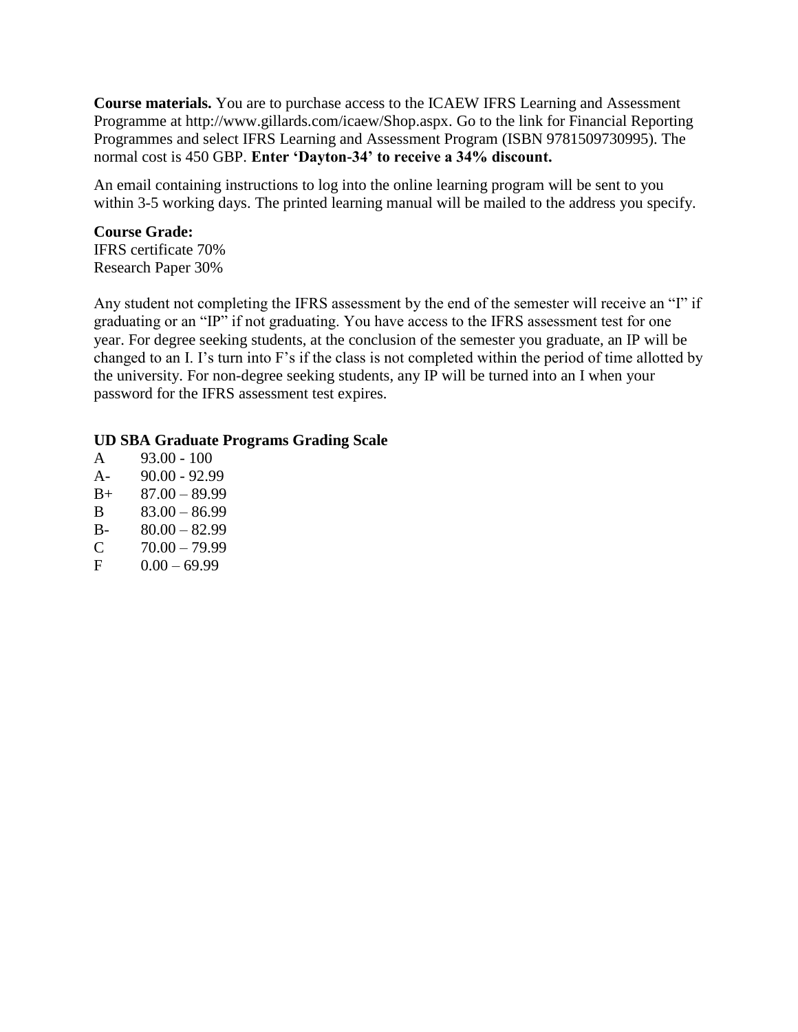**Course materials.** You are to purchase access to the ICAEW IFRS Learning and Assessment Programme at http://www.gillards.com/icaew/Shop.aspx. Go to the link for Financial Reporting Programmes and select IFRS Learning and Assessment Program (ISBN 9781509730995). The normal cost is 450 GBP. **Enter 'Dayton-34' to receive a 34% discount.**

An email containing instructions to log into the online learning program will be sent to you within 3-5 working days. The printed learning manual will be mailed to the address you specify.

**Course Grade:**
IFRS certificate 70%
Research Paper 30%

Any student not completing the IFRS assessment by the end of the semester will receive an "I" if graduating or an "IP" if not graduating. You have access to the IFRS assessment test for one year. For degree seeking students, at the conclusion of the semester you graduate, an IP will be changed to an I. I's turn into F's if the class is not completed within the period of time allotted by the university. For non-degree seeking students, any IP will be turned into an I when your password for the IFRS assessment test expires.

**UD SBA Graduate Programs Grading Scale**

| | |
|---|---|
| A | 93.00 - 100 |
| A- | 90.00 - 92.99 |
| B+ | 87.00 – 89.99 |
| B | 83.00 – 86.99 |
| B- | 80.00 – 82.99 |
| C | 70.00 – 79.99 |
| F | 0.00 – 69.99 |